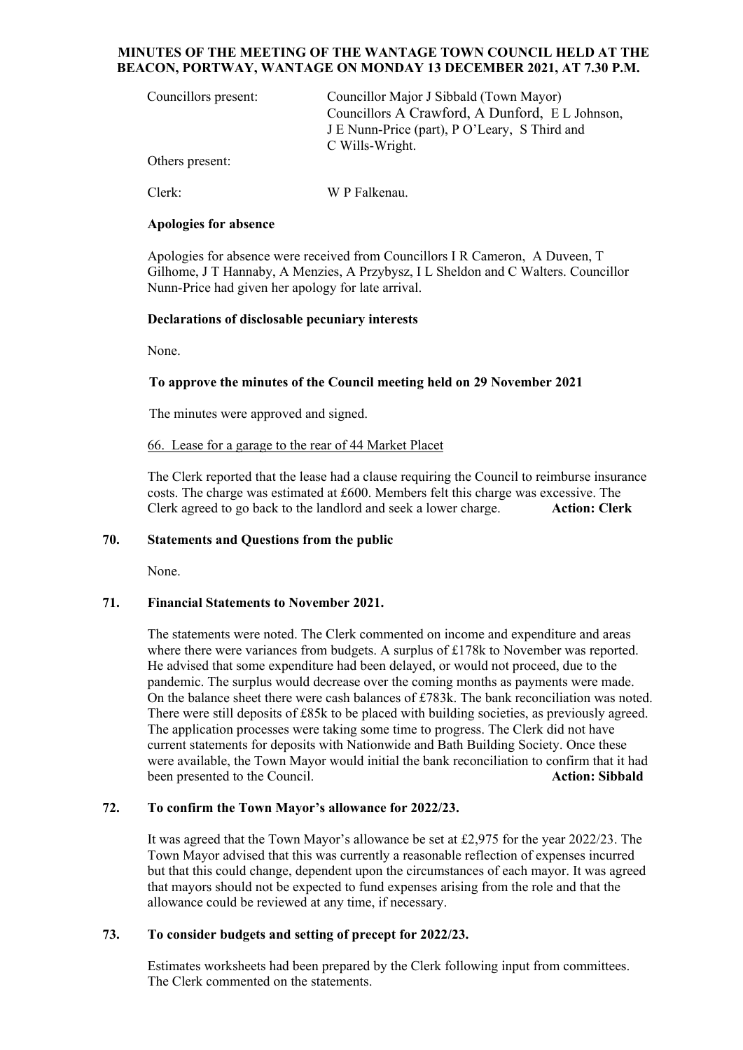# MINUTES OF THE MEETING OF THE WANTAGE TOWN COUNCIL HELD AT THE BEACON, PORTWAY, WANTAGE ON MONDAY 13 DECEMBER 2021, AT 7.30 P.M.

Councillors present: Councillor Major J Sibbald (Town Mayor)
Councillors A Crawford, A Dunford, E L Johnson, J E Nunn-Price (part), P O'Leary, S Third and C Wills-Wright.

Others present:

Clerk: W P Falkenau.

**Apologies for absence**

Apologies for absence were received from Councillors I R Cameron, A Duveen, T Gilhome, J T Hannaby, A Menzies, A Przybysz, I L Sheldon and C Walters. Councillor Nunn-Price had given her apology for late arrival.

**Declarations of disclosable pecuniary interests**

None.

**To approve the minutes of the Council meeting held on 29 November 2021**

The minutes were approved and signed.

66. Lease for a garage to the rear of 44 Market Placet

The Clerk reported that the lease had a clause requiring the Council to reimburse insurance costs. The charge was estimated at £600. Members felt this charge was excessive. The Clerk agreed to go back to the landlord and seek a lower charge. **Action: Clerk**

**70. Statements and Questions from the public**

None.

**71. Financial Statements to November 2021.**

The statements were noted. The Clerk commented on income and expenditure and areas where there were variances from budgets. A surplus of £178k to November was reported. He advised that some expenditure had been delayed, or would not proceed, due to the pandemic. The surplus would decrease over the coming months as payments were made. On the balance sheet there were cash balances of £783k. The bank reconciliation was noted. There were still deposits of £85k to be placed with building societies, as previously agreed. The application processes were taking some time to progress. The Clerk did not have current statements for deposits with Nationwide and Bath Building Society. Once these were available, the Town Mayor would initial the bank reconciliation to confirm that it had been presented to the Council. **Action: Sibbald**

**72. To confirm the Town Mayor's allowance for 2022/23.**

It was agreed that the Town Mayor's allowance be set at £2,975 for the year 2022/23. The Town Mayor advised that this was currently a reasonable reflection of expenses incurred but that this could change, dependent upon the circumstances of each mayor. It was agreed that mayors should not be expected to fund expenses arising from the role and that the allowance could be reviewed at any time, if necessary.

**73. To consider budgets and setting of precept for 2022/23.**

Estimates worksheets had been prepared by the Clerk following input from committees. The Clerk commented on the statements.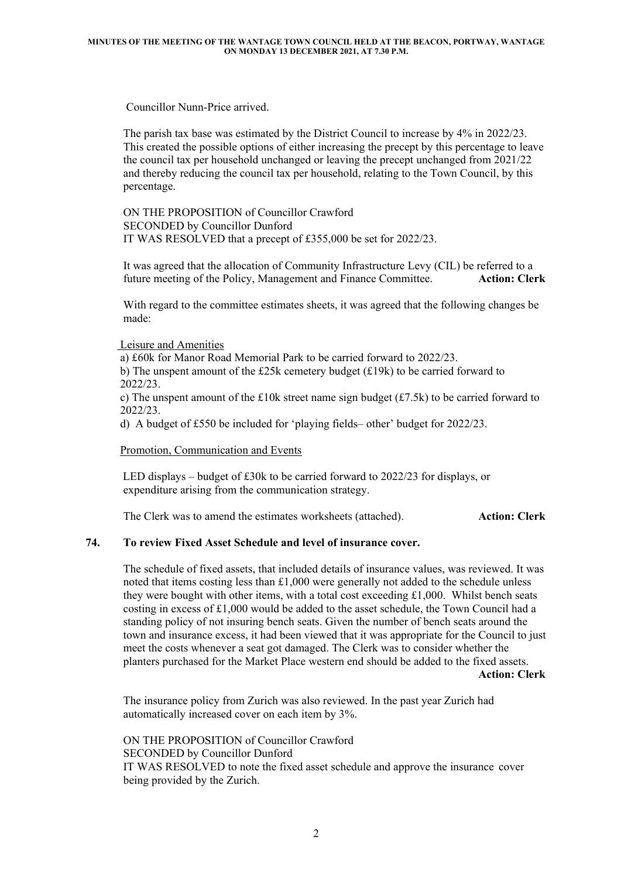Councillor Nunn-Price arrived.

The parish tax base was estimated by the District Council to increase by 4% in 2022/23. This created the possible options of either increasing the precept by this percentage to leave the council tax per household unchanged or leaving the precept unchanged from 2021/22 and thereby reducing the council tax per household, relating to the Town Council, by this percentage.

ON THE PROPOSITION of Councillor Crawford
SECONDED by Councillor Dunford
IT WAS RESOLVED that a precept of £355,000 be set for 2022/23.

It was agreed that the allocation of Community Infrastructure Levy (CIL) be referred to a future meeting of the Policy, Management and Finance Committee. **Action: Clerk**

With regard to the committee estimates sheets, it was agreed that the following changes be made:

Leisure and Amenities

a) £60k for Manor Road Memorial Park to be carried forward to 2022/23.
b) The unspent amount of the £25k cemetery budget (£19k) to be carried forward to 2022/23.
c) The unspent amount of the £10k street name sign budget (£7.5k) to be carried forward to 2022/23.
d) A budget of £550 be included for 'playing fields– other' budget for 2022/23.

Promotion, Communication and Events

LED displays – budget of £30k to be carried forward to 2022/23 for displays, or expenditure arising from the communication strategy.

The Clerk was to amend the estimates worksheets (attached). **Action: Clerk**

## 74. To review Fixed Asset Schedule and level of insurance cover.

The schedule of fixed assets, that included details of insurance values, was reviewed. It was noted that items costing less than £1,000 were generally not added to the schedule unless they were bought with other items, with a total cost exceeding £1,000. Whilst bench seats costing in excess of £1,000 would be added to the asset schedule, the Town Council had a standing policy of not insuring bench seats. Given the number of bench seats around the town and insurance excess, it had been viewed that it was appropriate for the Council to just meet the costs whenever a seat got damaged. The Clerk was to consider whether the planters purchased for the Market Place western end should be added to the fixed assets.
**Action: Clerk**

The insurance policy from Zurich was also reviewed. In the past year Zurich had automatically increased cover on each item by 3%.

ON THE PROPOSITION of Councillor Crawford
SECONDED by Councillor Dunford
IT WAS RESOLVED to note the fixed asset schedule and approve the insurance cover being provided by the Zurich.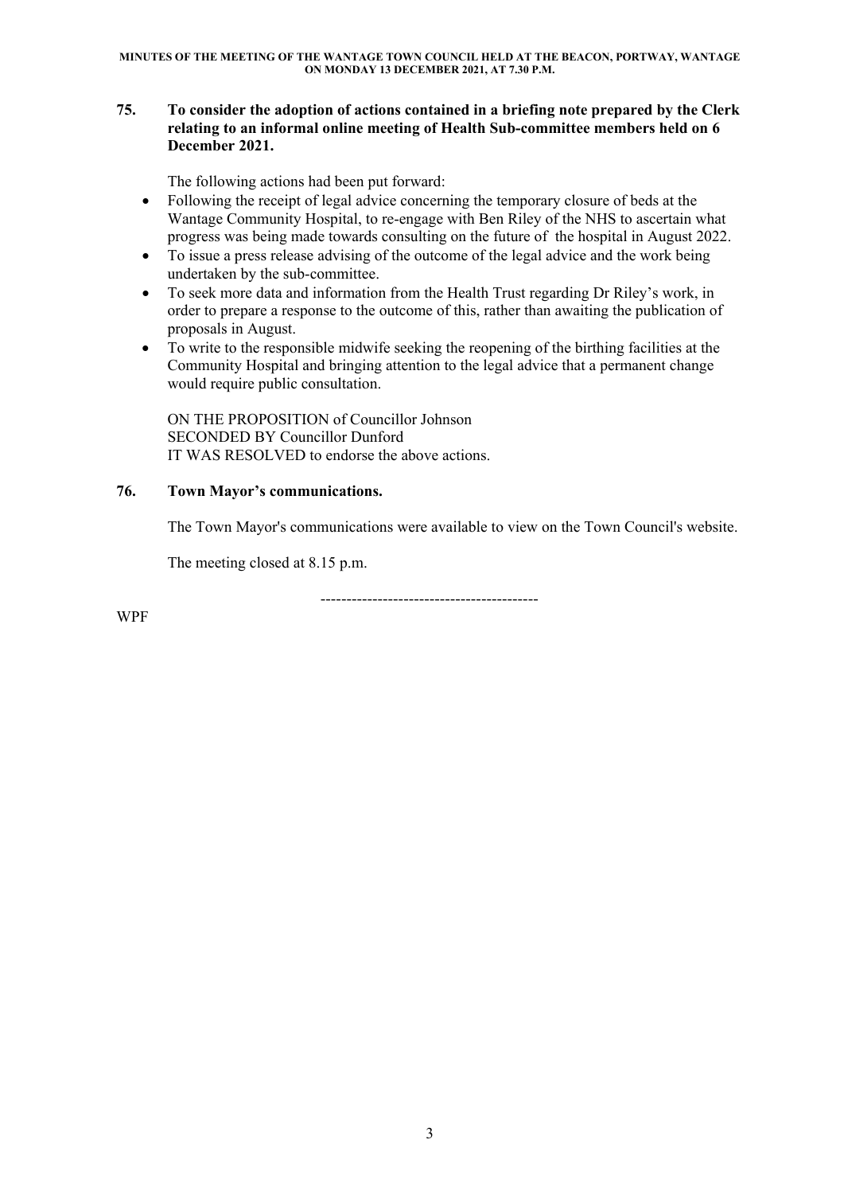## 75. To consider the adoption of actions contained in a briefing note prepared by the Clerk relating to an informal online meeting of Health Sub-committee members held on 6 December 2021.

The following actions had been put forward:

- Following the receipt of legal advice concerning the temporary closure of beds at the Wantage Community Hospital, to re-engage with Ben Riley of the NHS to ascertain what progress was being made towards consulting on the future of the hospital in August 2022.
- To issue a press release advising of the outcome of the legal advice and the work being undertaken by the sub-committee.
- To seek more data and information from the Health Trust regarding Dr Riley's work, in order to prepare a response to the outcome of this, rather than awaiting the publication of proposals in August.
- To write to the responsible midwife seeking the reopening of the birthing facilities at the Community Hospital and bringing attention to the legal advice that a permanent change would require public consultation.

ON THE PROPOSITION of Councillor Johnson
SECONDED BY Councillor Dunford
IT WAS RESOLVED to endorse the above actions.

## 76. Town Mayor's communications.

The Town Mayor's communications were available to view on the Town Council's website.

The meeting closed at 8.15 p.m.

------------------------------------------

WPF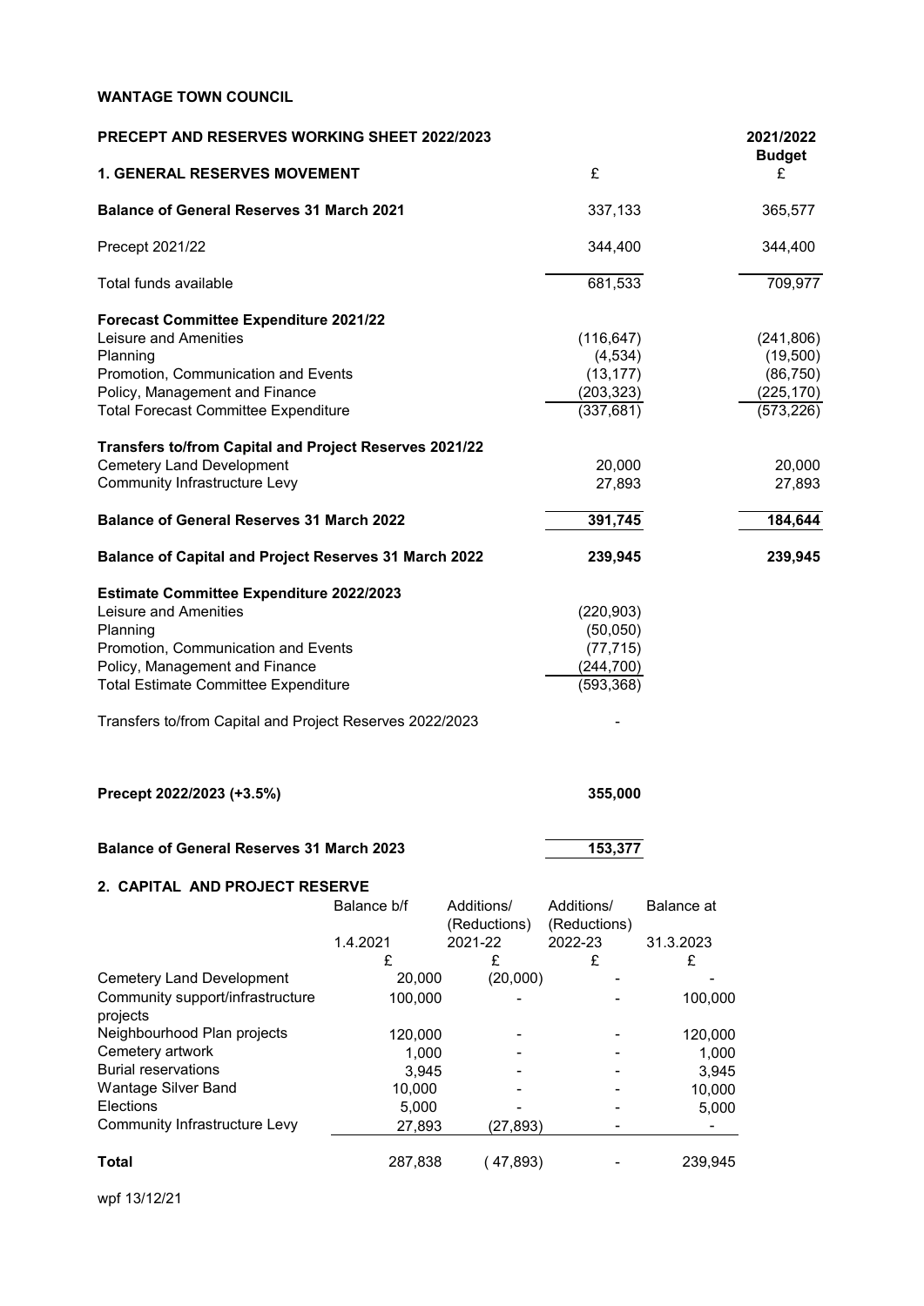**WANTAGE TOWN COUNCIL**

**PRECEPT AND RESERVES WORKING SHEET 2022/2023**

| **1. GENERAL RESERVES MOVEMENT** | £ | **2021/2022 Budget** £ |
|---|---|---|
| **Balance of General Reserves 31 March 2021** | 337,133 | 365,577 |
| Precept 2021/22 | 344,400 | 344,400 |
| Total funds available | 681,533 | 709,977 |
| **Forecast Committee Expenditure 2021/22** | | |
| Leisure and Amenities | (116,647) | (241,806) |
| Planning | (4,534) | (19,500) |
| Promotion, Communication and Events | (13,177) | (86,750) |
| Policy, Management and Finance | (203,323) | (225,170) |
| Total Forecast Committee Expenditure | (337,681) | (573,226) |
| **Transfers to/from Capital and Project Reserves 2021/22** | | |
| Cemetery Land Development | 20,000 | 20,000 |
| Community Infrastructure Levy | 27,893 | 27,893 |
| **Balance of General Reserves 31 March 2022** | **391,745** | **184,644** |
| **Balance of Capital and Project Reserves 31 March 2022** | **239,945** | **239,945** |
| **Estimate Committee Expenditure 2022/2023** | | |
| Leisure and Amenities | (220,903) | |
| Planning | (50,050) | |
| Promotion, Communication and Events | (77,715) | |
| Policy, Management and Finance | (244,700) | |
| Total Estimate Committee Expenditure | (593,368) | |
| Transfers to/from Capital and Project Reserves 2022/2023 | - | |
| **Precept 2022/2023 (+3.5%)** | **355,000** | |
| **Balance of General Reserves 31 March 2023** | **153,377** | |

**2. CAPITAL AND PROJECT RESERVE**

| | Balance b/f 1.4.2021 £ | Additions/ (Reductions) 2021-22 £ | Additions/ (Reductions) 2022-23 £ | Balance at 31.3.2023 £ |
|---|---|---|---|---|
| Cemetery Land Development | 20,000 | (20,000) | - | - |
| Community support/infrastructure projects | 100,000 | - | - | 100,000 |
| Neighbourhood Plan projects | 120,000 | - | - | 120,000 |
| Cemetery artwork | 1,000 | - | - | 1,000 |
| Burial reservations | 3,945 | - | - | 3,945 |
| Wantage Silver Band | 10,000 | - | - | 10,000 |
| Elections | 5,000 | - | - | 5,000 |
| Community Infrastructure Levy | 27,893 | (27,893) | - | - |
| **Total** | 287,838 | ( 47,893) | - | 239,945 |

wpf 13/12/21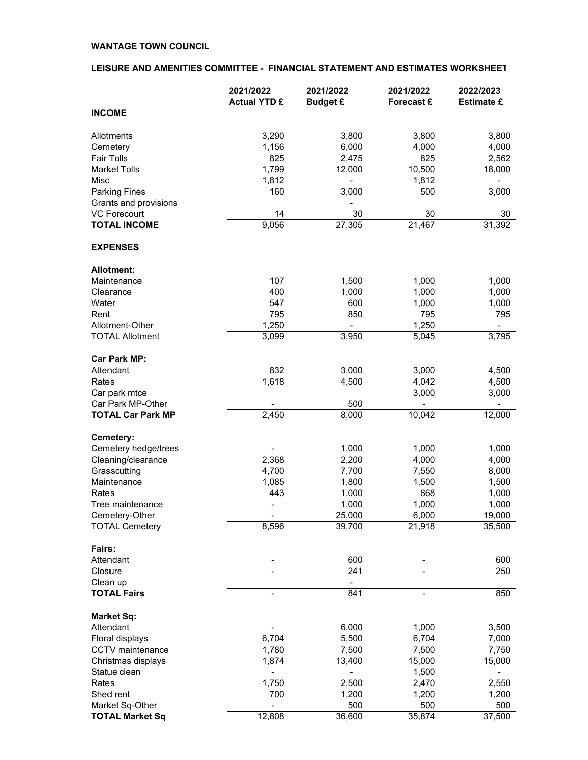**WANTAGE TOWN COUNCIL**

**LEISURE AND AMENITIES COMMITTEE - FINANCIAL STATEMENT AND ESTIMATES WORKSHEET**

| | 2021/2022 Actual YTD £ | 2021/2022 Budget £ | 2021/2022 Forecast £ | 2022/2023 Estimate £ |
|---|---|---|---|---|
| **INCOME** | | | | |
| Allotments | 3,290 | 3,800 | 3,800 | 3,800 |
| Cemetery | 1,156 | 6,000 | 4,000 | 4,000 |
| Fair Tolls | 825 | 2,475 | 825 | 2,562 |
| Market Tolls | 1,799 | 12,000 | 10,500 | 18,000 |
| Misc | 1,812 | - | 1,812 | - |
| Parking Fines | 160 | 3,000 | 500 | 3,000 |
| Grants and provisions | | - | | |
| VC Forecourt | 14 | 30 | 30 | 30 |
| **TOTAL INCOME** | 9,056 | 27,305 | 21,467 | 31,392 |
| **EXPENSES** | | | | |
| **Allotment:** | | | | |
| Maintenance | 107 | 1,500 | 1,000 | 1,000 |
| Clearance | 400 | 1,000 | 1,000 | 1,000 |
| Water | 547 | 600 | 1,000 | 1,000 |
| Rent | 795 | 850 | 795 | 795 |
| Allotment-Other | 1,250 | - | 1,250 | - |
| TOTAL Allotment | 3,099 | 3,950 | 5,045 | 3,795 |
| **Car Park MP:** | | | | |
| Attendant | 832 | 3,000 | 3,000 | 4,500 |
| Rates | 1,618 | 4,500 | 4,042 | 4,500 |
| Car park mtce | | | 3,000 | 3,000 |
| Car Park MP-Other | - | 500 | - | - |
| **TOTAL Car Park MP** | 2,450 | 8,000 | 10,042 | 12,000 |
| **Cemetery:** | | | | |
| Cemetery hedge/trees | - | 1,000 | 1,000 | 1,000 |
| Cleaning/clearance | 2,368 | 2,200 | 4,000 | 4,000 |
| Grasscutting | 4,700 | 7,700 | 7,550 | 8,000 |
| Maintenance | 1,085 | 1,800 | 1,500 | 1,500 |
| Rates | 443 | 1,000 | 868 | 1,000 |
| Tree maintenance | - | 1,000 | 1,000 | 1,000 |
| Cemetery-Other | - | 25,000 | 6,000 | 19,000 |
| TOTAL Cemetery | 8,596 | 39,700 | 21,918 | 35,500 |
| **Fairs:** | | | | |
| Attendant | - | 600 | - | 600 |
| Closure | - | 241 | - | 250 |
| Clean up | | - | | |
| **TOTAL Fairs** | - | 841 | - | 850 |
| **Market Sq:** | | | | |
| Attendant | - | 6,000 | 1,000 | 3,500 |
| Floral displays | 6,704 | 5,500 | 6,704 | 7,000 |
| CCTV maintenance | 1,780 | 7,500 | 7,500 | 7,750 |
| Christmas displays | 1,874 | 13,400 | 15,000 | 15,000 |
| Statue clean | - | - | 1,500 | - |
| Rates | 1,750 | 2,500 | 2,470 | 2,550 |
| Shed rent | 700 | 1,200 | 1,200 | 1,200 |
| Market Sq-Other | - | 500 | 500 | 500 |
| **TOTAL Market Sq** | 12,808 | 36,600 | 35,874 | 37,500 |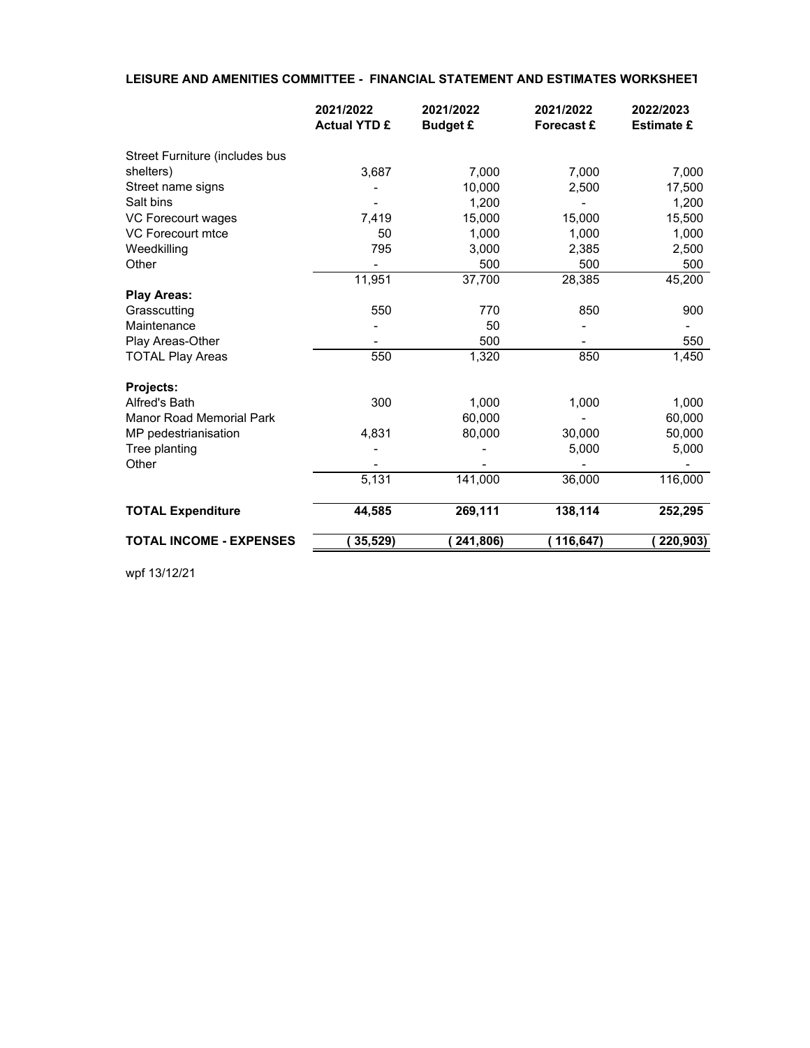**LEISURE AND AMENITIES COMMITTEE - FINANCIAL STATEMENT AND ESTIMATES WORKSHEET**

| | 2021/2022 Actual YTD £ | 2021/2022 Budget £ | 2021/2022 Forecast £ | 2022/2023 Estimate £ |
|---|---|---|---|---|
| Street Furniture (includes bus shelters) | 3,687 | 7,000 | 7,000 | 7,000 |
| Street name signs | - | 10,000 | 2,500 | 17,500 |
| Salt bins | - | 1,200 | - | 1,200 |
| VC Forecourt wages | 7,419 | 15,000 | 15,000 | 15,500 |
| VC Forecourt mtce | 50 | 1,000 | 1,000 | 1,000 |
| Weedkilling | 795 | 3,000 | 2,385 | 2,500 |
| Other | - | 500 | 500 | 500 |
| | 11,951 | 37,700 | 28,385 | 45,200 |
| **Play Areas:** | | | | |
| Grasscutting | 550 | 770 | 850 | 900 |
| Maintenance | - | 50 | - | - |
| Play Areas-Other | - | 500 | - | 550 |
| TOTAL Play Areas | 550 | 1,320 | 850 | 1,450 |
| **Projects:** | | | | |
| Alfred's Bath | 300 | 1,000 | 1,000 | 1,000 |
| Manor Road Memorial Park | | 60,000 | - | 60,000 |
| MP pedestrianisation | 4,831 | 80,000 | 30,000 | 50,000 |
| Tree planting | - | - | 5,000 | 5,000 |
| Other | - | - | - | - |
| | 5,131 | 141,000 | 36,000 | 116,000 |
| **TOTAL Expenditure** | **44,585** | **269,111** | **138,114** | **252,295** |
| **TOTAL INCOME - EXPENSES** | **( 35,529)** | **( 241,806)** | **( 116,647)** | **( 220,903)** |

wpf 13/12/21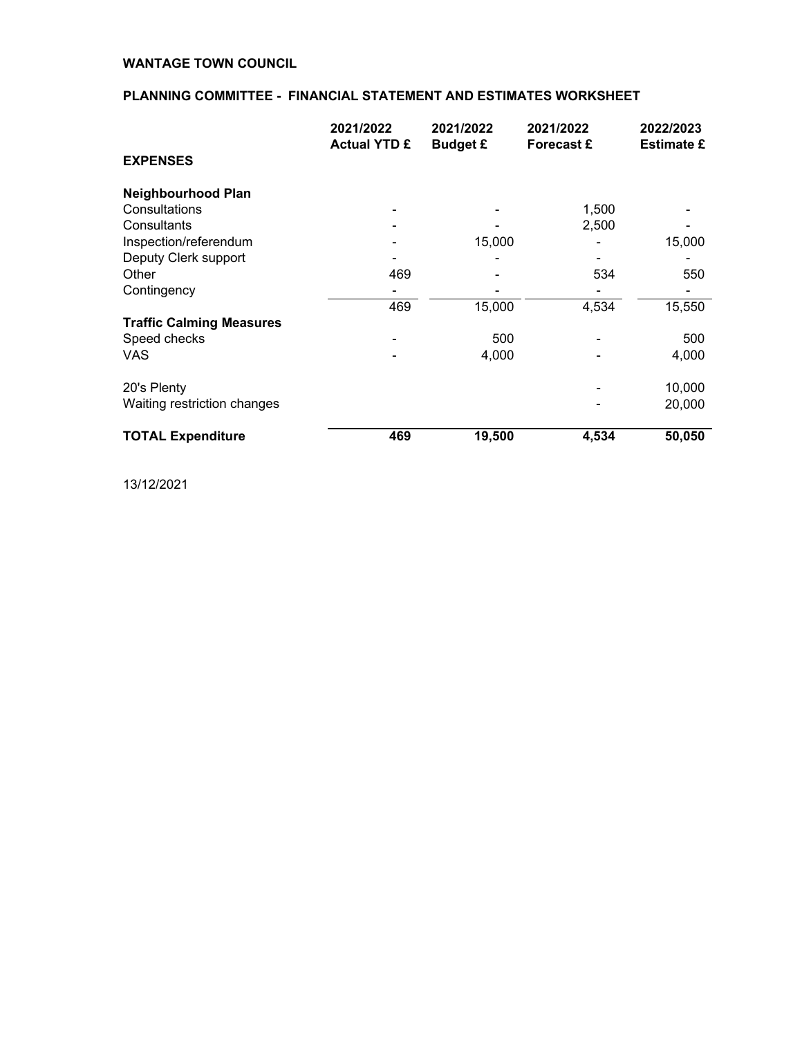**WANTAGE TOWN COUNCIL**

**PLANNING COMMITTEE - FINANCIAL STATEMENT AND ESTIMATES WORKSHEET**

| **EXPENSES** | **2021/2022 Actual YTD £** | **2021/2022 Budget £** | **2021/2022 Forecast £** | **2022/2023 Estimate £** |
|---|---|---|---|---|
| **Neighbourhood Plan** | | | | |
| Consultations | - | - | 1,500 | - |
| Consultants | - | - | 2,500 | - |
| Inspection/referendum | - | 15,000 | - | 15,000 |
| Deputy Clerk support | - | - | - | - |
| Other | 469 | - | 534 | 550 |
| Contingency | - | - | - | - |
| | 469 | 15,000 | 4,534 | 15,550 |
| **Traffic Calming Measures** | | | | |
| Speed checks | - | 500 | - | 500 |
| VAS | - | 4,000 | - | 4,000 |
| 20's Plenty | | | - | 10,000 |
| Waiting restriction changes | | | - | 20,000 |
| **TOTAL Expenditure** | **469** | **19,500** | **4,534** | **50,050** |

13/12/2021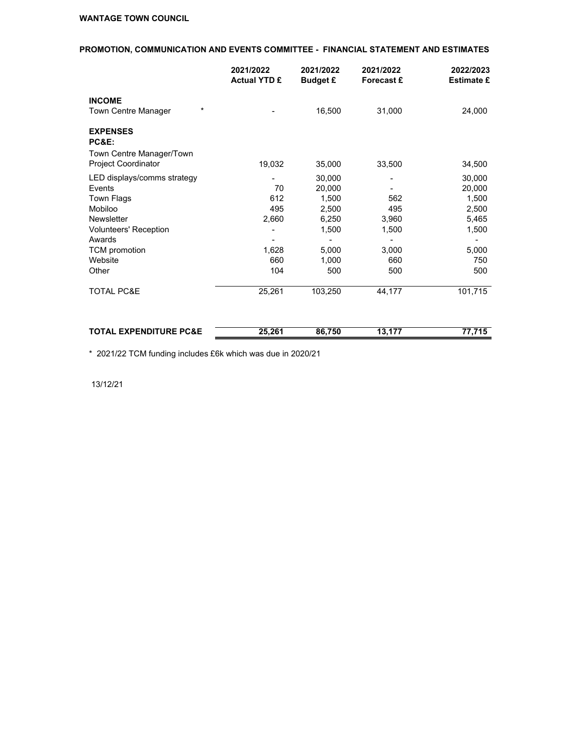**WANTAGE TOWN COUNCIL**

**PROMOTION, COMMUNICATION AND EVENTS COMMITTEE - FINANCIAL STATEMENT AND ESTIMATES**

| | 2021/2022 Actual YTD £ | 2021/2022 Budget £ | 2021/2022 Forecast £ | 2022/2023 Estimate £ |
|---|---|---|---|---|
| **INCOME** | | | | |
| Town Centre Manager * | - | 16,500 | 31,000 | 24,000 |
| **EXPENSES** | | | | |
| **PC&E:** | | | | |
| Town Centre Manager/Town Project Coordinator | 19,032 | 35,000 | 33,500 | 34,500 |
| LED displays/comms strategy | - | 30,000 | - | 30,000 |
| Events | 70 | 20,000 | - | 20,000 |
| Town Flags | 612 | 1,500 | 562 | 1,500 |
| Mobiloo | 495 | 2,500 | 495 | 2,500 |
| Newsletter | 2,660 | 6,250 | 3,960 | 5,465 |
| Volunteers' Reception | - | 1,500 | 1,500 | 1,500 |
| Awards | - | - | - | - |
| TCM promotion | 1,628 | 5,000 | 3,000 | 5,000 |
| Website | 660 | 1,000 | 660 | 750 |
| Other | 104 | 500 | 500 | 500 |
| TOTAL PC&E | 25,261 | 103,250 | 44,177 | 101,715 |
| **TOTAL EXPENDITURE PC&E** | **25,261** | **86,750** | **13,177** | **77,715** |

\* 2021/22 TCM funding includes £6k which was due in 2020/21

13/12/21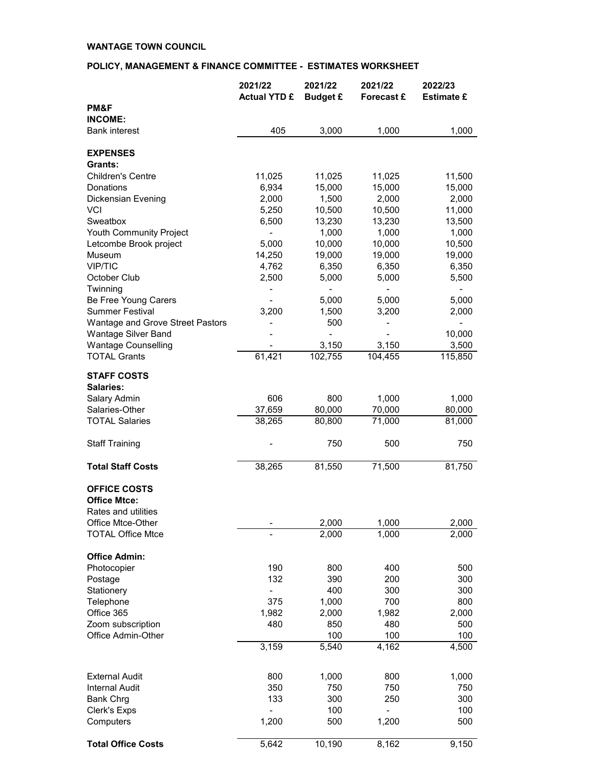**WANTAGE TOWN COUNCIL**

**POLICY, MANAGEMENT & FINANCE COMMITTEE - ESTIMATES WORKSHEET**

| | 2021/22 Actual YTD £ | 2021/22 Budget £ | 2021/22 Forecast £ | 2022/23 Estimate £ |
|---|---|---|---|---|
| **PM&F** | | | | |
| **INCOME:** | | | | |
| Bank interest | 405 | 3,000 | 1,000 | 1,000 |
| | | | | |
| **EXPENSES** | | | | |
| **Grants:** | | | | |
| Children's Centre | 11,025 | 11,025 | 11,025 | 11,500 |
| Donations | 6,934 | 15,000 | 15,000 | 15,000 |
| Dickensian Evening | 2,000 | 1,500 | 2,000 | 2,000 |
| VCI | 5,250 | 10,500 | 10,500 | 11,000 |
| Sweatbox | 6,500 | 13,230 | 13,230 | 13,500 |
| Youth Community Project | - | 1,000 | 1,000 | 1,000 |
| Letcombe Brook project | 5,000 | 10,000 | 10,000 | 10,500 |
| Museum | 14,250 | 19,000 | 19,000 | 19,000 |
| VIP/TIC | 4,762 | 6,350 | 6,350 | 6,350 |
| October Club | 2,500 | 5,000 | 5,000 | 5,500 |
| Twinning | - | - | - | - |
| Be Free Young Carers | - | 5,000 | 5,000 | 5,000 |
| Summer Festival | 3,200 | 1,500 | 3,200 | 2,000 |
| Wantage and Grove Street Pastors | - | 500 | - | - |
| Wantage Silver Band | - | - | - | 10,000 |
| Wantage Counselling | - | 3,150 | 3,150 | 3,500 |
| TOTAL Grants | 61,421 | 102,755 | 104,455 | 115,850 |
| | | | | |
| **STAFF COSTS** | | | | |
| **Salaries:** | | | | |
| Salary Admin | 606 | 800 | 1,000 | 1,000 |
| Salaries-Other | 37,659 | 80,000 | 70,000 | 80,000 |
| TOTAL Salaries | 38,265 | 80,800 | 71,000 | 81,000 |
| | | | | |
| Staff Training | - | 750 | 500 | 750 |
| | | | | |
| **Total Staff Costs** | 38,265 | 81,550 | 71,500 | 81,750 |
| | | | | |
| **OFFICE COSTS** | | | | |
| **Office Mtce:** | | | | |
| Rates and utilities | | | | |
| Office Mtce-Other | - | 2,000 | 1,000 | 2,000 |
| TOTAL Office Mtce | - | 2,000 | 1,000 | 2,000 |
| | | | | |
| **Office Admin:** | | | | |
| Photocopier | 190 | 800 | 400 | 500 |
| Postage | 132 | 390 | 200 | 300 |
| Stationery | - | 400 | 300 | 300 |
| Telephone | 375 | 1,000 | 700 | 800 |
| Office 365 | 1,982 | 2,000 | 1,982 | 2,000 |
| Zoom subscription | 480 | 850 | 480 | 500 |
| Office Admin-Other | | 100 | 100 | 100 |
| | 3,159 | 5,540 | 4,162 | 4,500 |
| | | | | |
| External Audit | 800 | 1,000 | 800 | 1,000 |
| Internal Audit | 350 | 750 | 750 | 750 |
| Bank Chrg | 133 | 300 | 250 | 300 |
| Clerk's Exps | - | 100 | - | 100 |
| Computers | 1,200 | 500 | 1,200 | 500 |
| | | | | |
| **Total Office Costs** | 5,642 | 10,190 | 8,162 | 9,150 |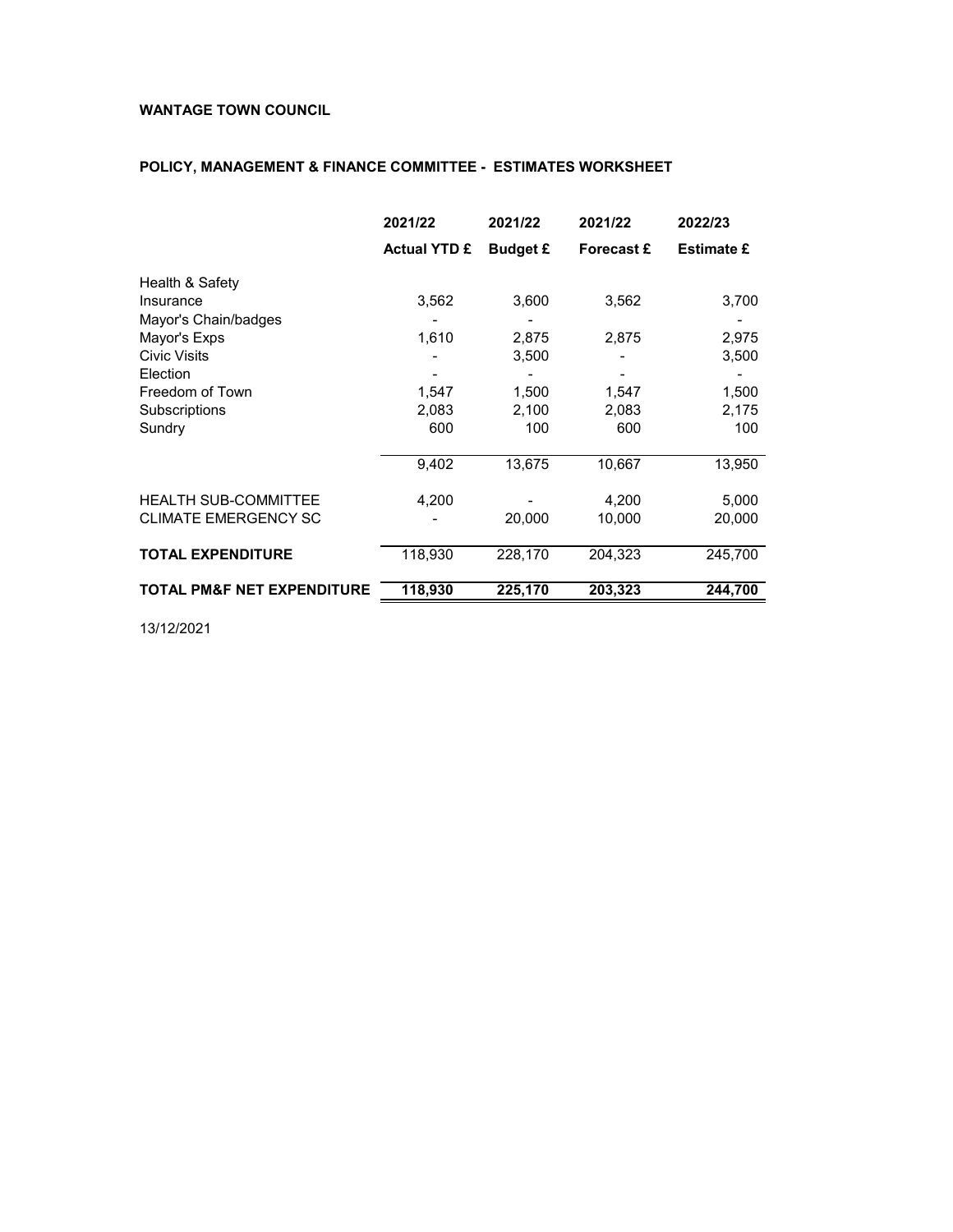**WANTAGE TOWN COUNCIL**

**POLICY, MANAGEMENT & FINANCE COMMITTEE - ESTIMATES WORKSHEET**

| | 2021/22 | 2021/22 | 2021/22 | 2022/23 |
|---|---|---|---|---|
| | **Actual YTD £** | **Budget £** | **Forecast £** | **Estimate £** |
| Health & Safety | | | | |
| Insurance | 3,562 | 3,600 | 3,562 | 3,700 |
| Mayor's Chain/badges | - | - | | - |
| Mayor's Exps | 1,610 | 2,875 | 2,875 | 2,975 |
| Civic Visits | - | 3,500 | - | 3,500 |
| Election | - | - | - | - |
| Freedom of Town | 1,547 | 1,500 | 1,547 | 1,500 |
| Subscriptions | 2,083 | 2,100 | 2,083 | 2,175 |
| Sundry | 600 | 100 | 600 | 100 |
| | 9,402 | 13,675 | 10,667 | 13,950 |
| HEALTH SUB-COMMITTEE | 4,200 | - | 4,200 | 5,000 |
| CLIMATE EMERGENCY SC | - | 20,000 | 10,000 | 20,000 |
| **TOTAL EXPENDITURE** | 118,930 | 228,170 | 204,323 | 245,700 |
| **TOTAL PM&F NET EXPENDITURE** | **118,930** | **225,170** | **203,323** | **244,700** |

13/12/2021